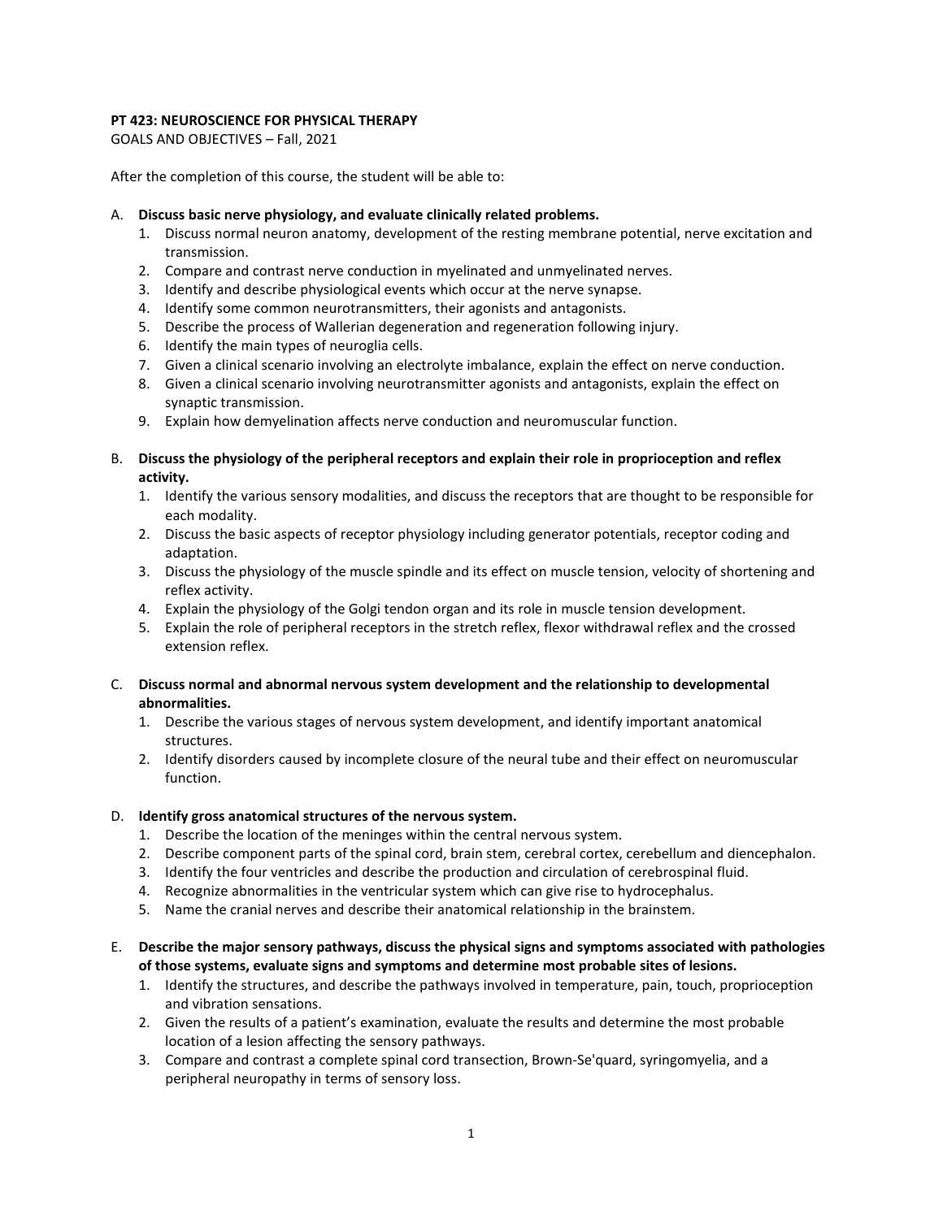**PT 423: NEUROSCIENCE FOR PHYSICAL THERAPY**

GOALS AND OBJECTIVES – Fall, 2021

After the completion of this course, the student will be able to:

A. **Discuss basic nerve physiology, and evaluate clinically related problems.**
   1. Discuss normal neuron anatomy, development of the resting membrane potential, nerve excitation and transmission.
   2. Compare and contrast nerve conduction in myelinated and unmyelinated nerves.
   3. Identify and describe physiological events which occur at the nerve synapse.
   4. Identify some common neurotransmitters, their agonists and antagonists.
   5. Describe the process of Wallerian degeneration and regeneration following injury.
   6. Identify the main types of neuroglia cells.
   7. Given a clinical scenario involving an electrolyte imbalance, explain the effect on nerve conduction.
   8. Given a clinical scenario involving neurotransmitter agonists and antagonists, explain the effect on synaptic transmission.
   9. Explain how demyelination affects nerve conduction and neuromuscular function.

B. **Discuss the physiology of the peripheral receptors and explain their role in proprioception and reflex activity.**
   1. Identify the various sensory modalities, and discuss the receptors that are thought to be responsible for each modality.
   2. Discuss the basic aspects of receptor physiology including generator potentials, receptor coding and adaptation.
   3. Discuss the physiology of the muscle spindle and its effect on muscle tension, velocity of shortening and reflex activity.
   4. Explain the physiology of the Golgi tendon organ and its role in muscle tension development.
   5. Explain the role of peripheral receptors in the stretch reflex, flexor withdrawal reflex and the crossed extension reflex.

C. **Discuss normal and abnormal nervous system development and the relationship to developmental abnormalities.**
   1. Describe the various stages of nervous system development, and identify important anatomical structures.
   2. Identify disorders caused by incomplete closure of the neural tube and their effect on neuromuscular function.

D. **Identify gross anatomical structures of the nervous system.**
   1. Describe the location of the meninges within the central nervous system.
   2. Describe component parts of the spinal cord, brain stem, cerebral cortex, cerebellum and diencephalon.
   3. Identify the four ventricles and describe the production and circulation of cerebrospinal fluid.
   4. Recognize abnormalities in the ventricular system which can give rise to hydrocephalus.
   5. Name the cranial nerves and describe their anatomical relationship in the brainstem.

E. **Describe the major sensory pathways, discuss the physical signs and symptoms associated with pathologies of those systems, evaluate signs and symptoms and determine most probable sites of lesions.**
   1. Identify the structures, and describe the pathways involved in temperature, pain, touch, proprioception and vibration sensations.
   2. Given the results of a patient's examination, evaluate the results and determine the most probable location of a lesion affecting the sensory pathways.
   3. Compare and contrast a complete spinal cord transection, Brown-Se'quard, syringomyelia, and a peripheral neuropathy in terms of sensory loss.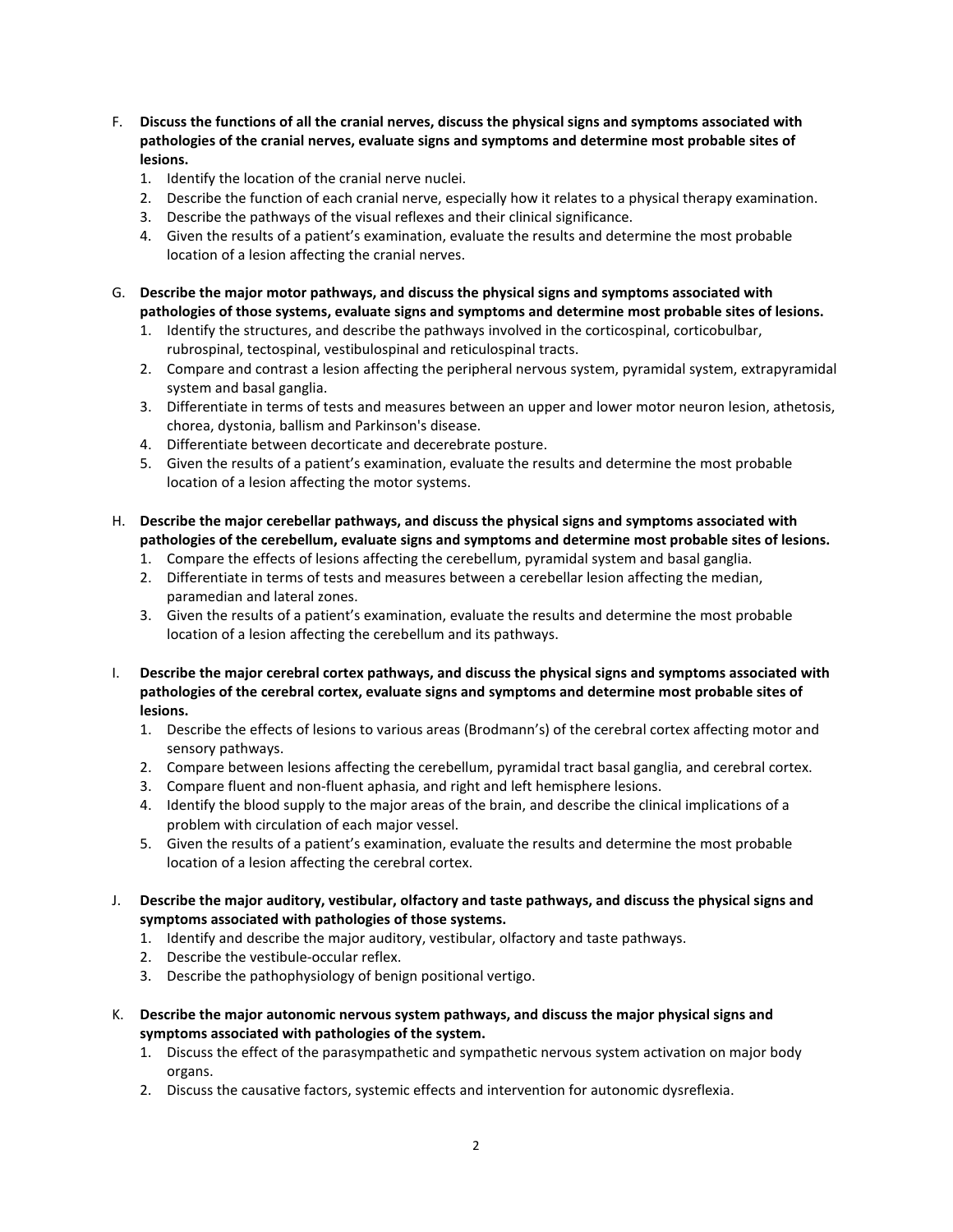F. **Discuss the functions of all the cranial nerves, discuss the physical signs and symptoms associated with pathologies of the cranial nerves, evaluate signs and symptoms and determine most probable sites of lesions.**
   1. Identify the location of the cranial nerve nuclei.
   2. Describe the function of each cranial nerve, especially how it relates to a physical therapy examination.
   3. Describe the pathways of the visual reflexes and their clinical significance.
   4. Given the results of a patient's examination, evaluate the results and determine the most probable location of a lesion affecting the cranial nerves.

G. **Describe the major motor pathways, and discuss the physical signs and symptoms associated with pathologies of those systems, evaluate signs and symptoms and determine most probable sites of lesions.**
   1. Identify the structures, and describe the pathways involved in the corticospinal, corticobulbar, rubrospinal, tectospinal, vestibulospinal and reticulospinal tracts.
   2. Compare and contrast a lesion affecting the peripheral nervous system, pyramidal system, extrapyramidal system and basal ganglia.
   3. Differentiate in terms of tests and measures between an upper and lower motor neuron lesion, athetosis, chorea, dystonia, ballism and Parkinson's disease.
   4. Differentiate between decorticate and decerebrate posture.
   5. Given the results of a patient's examination, evaluate the results and determine the most probable location of a lesion affecting the motor systems.

H. **Describe the major cerebellar pathways, and discuss the physical signs and symptoms associated with pathologies of the cerebellum, evaluate signs and symptoms and determine most probable sites of lesions.**
   1. Compare the effects of lesions affecting the cerebellum, pyramidal system and basal ganglia.
   2. Differentiate in terms of tests and measures between a cerebellar lesion affecting the median, paramedian and lateral zones.
   3. Given the results of a patient's examination, evaluate the results and determine the most probable location of a lesion affecting the cerebellum and its pathways.

I. **Describe the major cerebral cortex pathways, and discuss the physical signs and symptoms associated with pathologies of the cerebral cortex, evaluate signs and symptoms and determine most probable sites of lesions.**
   1. Describe the effects of lesions to various areas (Brodmann's) of the cerebral cortex affecting motor and sensory pathways.
   2. Compare between lesions affecting the cerebellum, pyramidal tract basal ganglia, and cerebral cortex.
   3. Compare fluent and non-fluent aphasia, and right and left hemisphere lesions.
   4. Identify the blood supply to the major areas of the brain, and describe the clinical implications of a problem with circulation of each major vessel.
   5. Given the results of a patient's examination, evaluate the results and determine the most probable location of a lesion affecting the cerebral cortex.

J. **Describe the major auditory, vestibular, olfactory and taste pathways, and discuss the physical signs and symptoms associated with pathologies of those systems.**
   1. Identify and describe the major auditory, vestibular, olfactory and taste pathways.
   2. Describe the vestibule-occular reflex.
   3. Describe the pathophysiology of benign positional vertigo.

K. **Describe the major autonomic nervous system pathways, and discuss the major physical signs and symptoms associated with pathologies of the system.**
   1. Discuss the effect of the parasympathetic and sympathetic nervous system activation on major body organs.
   2. Discuss the causative factors, systemic effects and intervention for autonomic dysreflexia.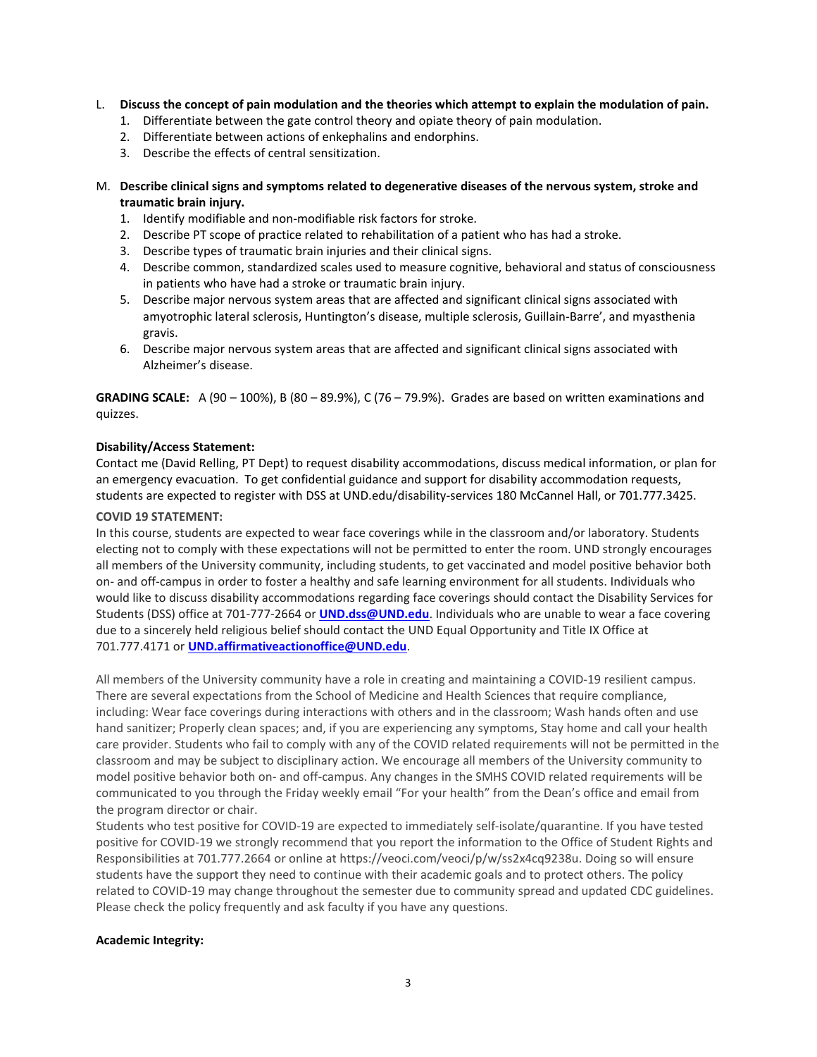L. **Discuss the concept of pain modulation and the theories which attempt to explain the modulation of pain.**
   1. Differentiate between the gate control theory and opiate theory of pain modulation.
   2. Differentiate between actions of enkephalins and endorphins.
   3. Describe the effects of central sensitization.

M. **Describe clinical signs and symptoms related to degenerative diseases of the nervous system, stroke and traumatic brain injury.**
   1. Identify modifiable and non-modifiable risk factors for stroke.
   2. Describe PT scope of practice related to rehabilitation of a patient who has had a stroke.
   3. Describe types of traumatic brain injuries and their clinical signs.
   4. Describe common, standardized scales used to measure cognitive, behavioral and status of consciousness in patients who have had a stroke or traumatic brain injury.
   5. Describe major nervous system areas that are affected and significant clinical signs associated with amyotrophic lateral sclerosis, Huntington's disease, multiple sclerosis, Guillain-Barre', and myasthenia gravis.
   6. Describe major nervous system areas that are affected and significant clinical signs associated with Alzheimer's disease.

**GRADING SCALE:** A (90 – 100%), B (80 – 89.9%), C (76 – 79.9%). Grades are based on written examinations and quizzes.

**Disability/Access Statement:**
Contact me (David Relling, PT Dept) to request disability accommodations, discuss medical information, or plan for an emergency evacuation. To get confidential guidance and support for disability accommodation requests, students are expected to register with DSS at UND.edu/disability-services 180 McCannel Hall, or 701.777.3425.

**COVID 19 STATEMENT:**
In this course, students are expected to wear face coverings while in the classroom and/or laboratory. Students electing not to comply with these expectations will not be permitted to enter the room. UND strongly encourages all members of the University community, including students, to get vaccinated and model positive behavior both on- and off-campus in order to foster a healthy and safe learning environment for all students. Individuals who would like to discuss disability accommodations regarding face coverings should contact the Disability Services for Students (DSS) office at 701-777-2664 or **UND.dss@UND.edu**. Individuals who are unable to wear a face covering due to a sincerely held religious belief should contact the UND Equal Opportunity and Title IX Office at 701.777.4171 or **UND.affirmativeactionoffice@UND.edu**.

All members of the University community have a role in creating and maintaining a COVID-19 resilient campus. There are several expectations from the School of Medicine and Health Sciences that require compliance, including: Wear face coverings during interactions with others and in the classroom; Wash hands often and use hand sanitizer; Properly clean spaces; and, if you are experiencing any symptoms, Stay home and call your health care provider. Students who fail to comply with any of the COVID related requirements will not be permitted in the classroom and may be subject to disciplinary action. We encourage all members of the University community to model positive behavior both on- and off-campus. Any changes in the SMHS COVID related requirements will be communicated to you through the Friday weekly email "For your health" from the Dean's office and email from the program director or chair.
Students who test positive for COVID-19 are expected to immediately self-isolate/quarantine. If you have tested positive for COVID-19 we strongly recommend that you report the information to the Office of Student Rights and Responsibilities at 701.777.2664 or online at https://veoci.com/veoci/p/w/ss2x4cq9238u. Doing so will ensure students have the support they need to continue with their academic goals and to protect others. The policy related to COVID-19 may change throughout the semester due to community spread and updated CDC guidelines. Please check the policy frequently and ask faculty if you have any questions.

**Academic Integrity:**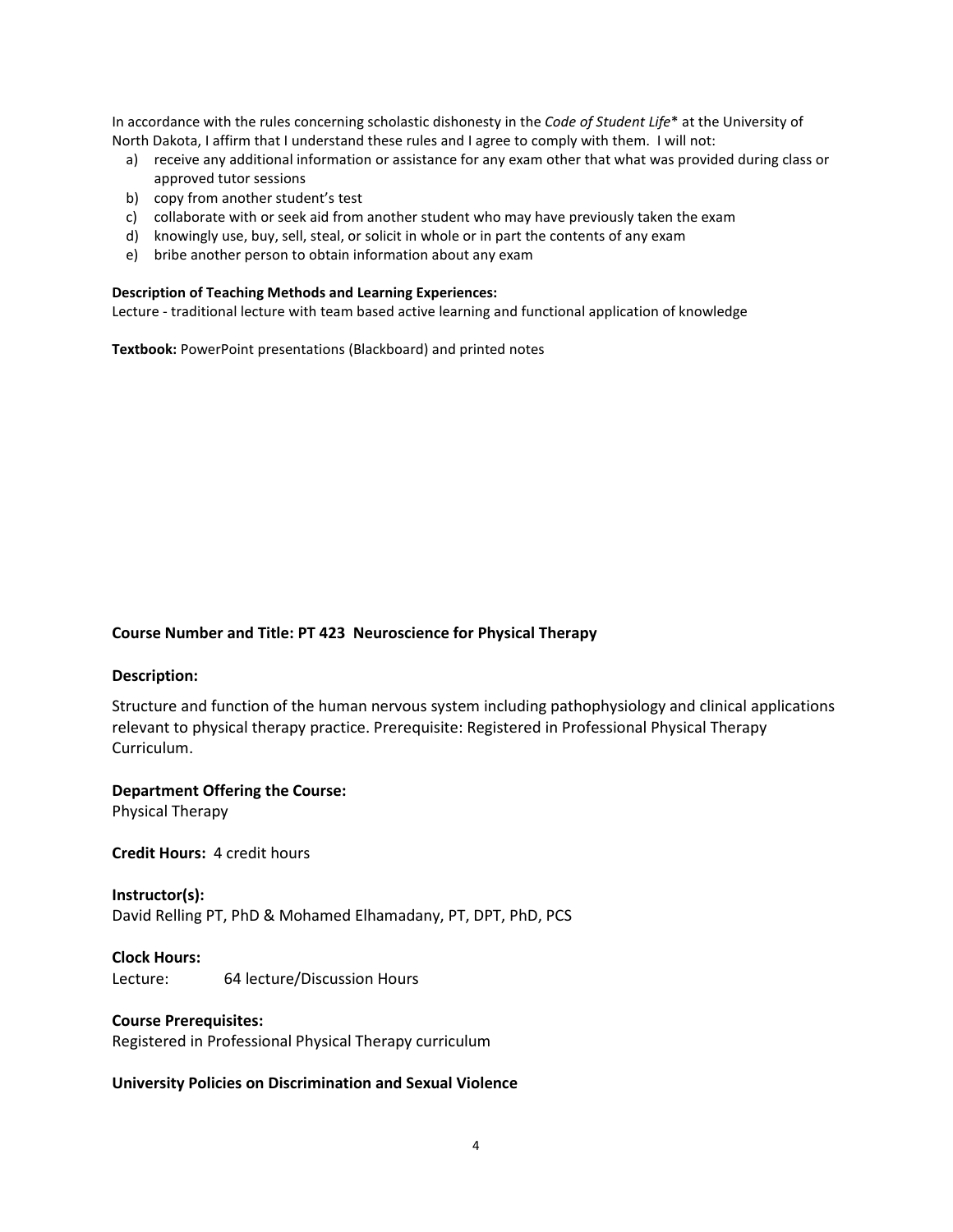In accordance with the rules concerning scholastic dishonesty in the *Code of Student Life** at the University of North Dakota, I affirm that I understand these rules and I agree to comply with them. I will not:

a) receive any additional information or assistance for any exam other that what was provided during class or approved tutor sessions
b) copy from another student's test
c) collaborate with or seek aid from another student who may have previously taken the exam
d) knowingly use, buy, sell, steal, or solicit in whole or in part the contents of any exam
e) bribe another person to obtain information about any exam

**Description of Teaching Methods and Learning Experiences:**
Lecture - traditional lecture with team based active learning and functional application of knowledge

**Textbook:** PowerPoint presentations (Blackboard) and printed notes

## Course Number and Title: PT 423 Neuroscience for Physical Therapy

**Description:**

Structure and function of the human nervous system including pathophysiology and clinical applications relevant to physical therapy practice. Prerequisite: Registered in Professional Physical Therapy Curriculum.

**Department Offering the Course:**
Physical Therapy

**Credit Hours:** 4 credit hours

**Instructor(s):**
David Relling PT, PhD & Mohamed Elhamadany, PT, DPT, PhD, PCS

**Clock Hours:**
Lecture: 64 lecture/Discussion Hours

**Course Prerequisites:**
Registered in Professional Physical Therapy curriculum

**University Policies on Discrimination and Sexual Violence**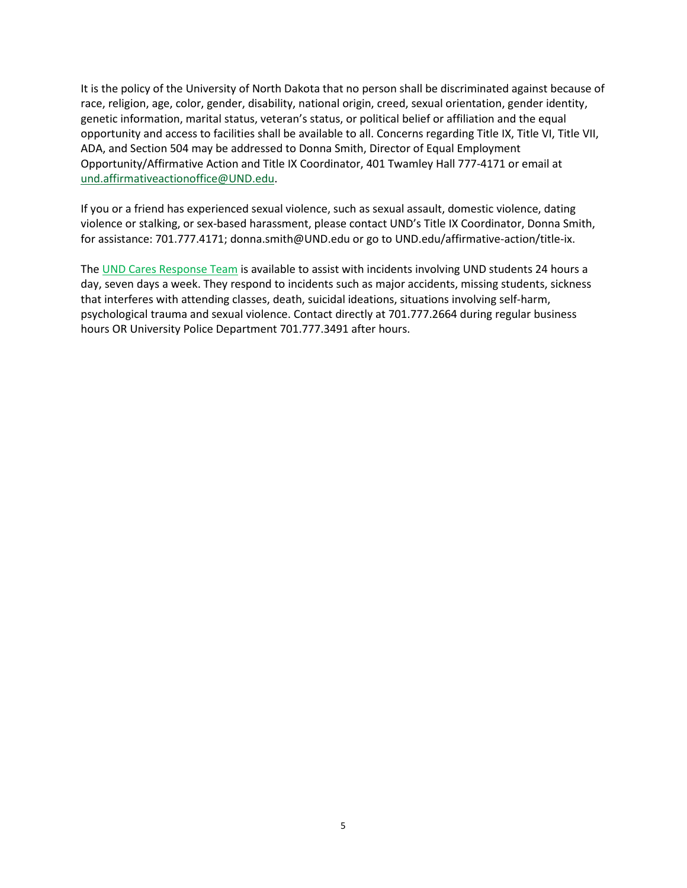It is the policy of the University of North Dakota that no person shall be discriminated against because of race, religion, age, color, gender, disability, national origin, creed, sexual orientation, gender identity, genetic information, marital status, veteran's status, or political belief or affiliation and the equal opportunity and access to facilities shall be available to all. Concerns regarding Title IX, Title VI, Title VII, ADA, and Section 504 may be addressed to Donna Smith, Director of Equal Employment Opportunity/Affirmative Action and Title IX Coordinator, 401 Twamley Hall 777-4171 or email at und.affirmativeactionoffice@UND.edu.

If you or a friend has experienced sexual violence, such as sexual assault, domestic violence, dating violence or stalking, or sex-based harassment, please contact UND's Title IX Coordinator, Donna Smith, for assistance: 701.777.4171; donna.smith@UND.edu or go to UND.edu/affirmative-action/title-ix.

The UND Cares Response Team is available to assist with incidents involving UND students 24 hours a day, seven days a week. They respond to incidents such as major accidents, missing students, sickness that interferes with attending classes, death, suicidal ideations, situations involving self-harm, psychological trauma and sexual violence. Contact directly at 701.777.2664 during regular business hours OR University Police Department 701.777.3491 after hours.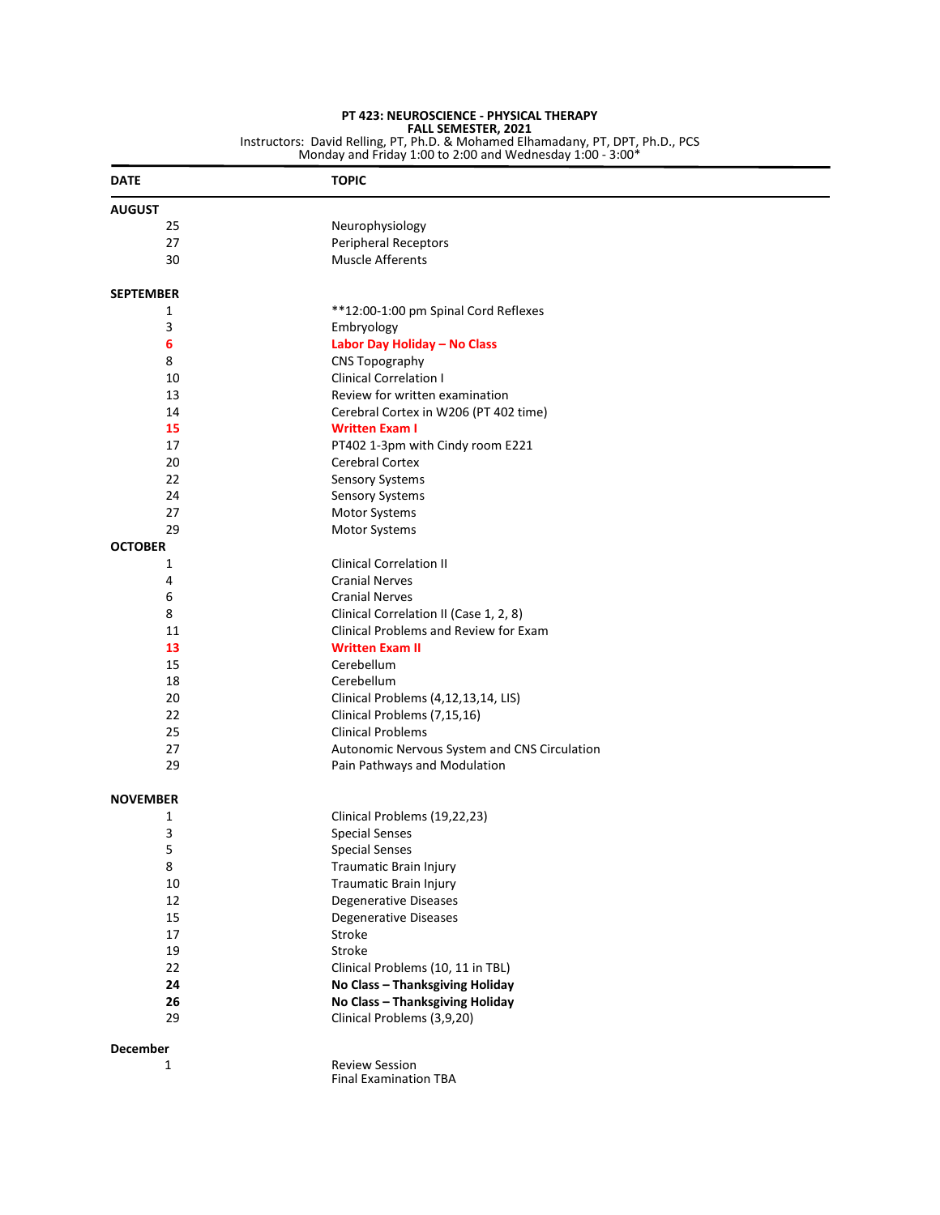**PT 423: NEUROSCIENCE - PHYSICAL THERAPY**
**FALL SEMESTER, 2021**
Instructors: David Relling, PT, Ph.D. & Mohamed Elhamadany, PT, DPT, Ph.D., PCS
Monday and Friday 1:00 to 2:00 and Wednesday 1:00 - 3:00*

| DATE | TOPIC |
|---|---|
| **AUGUST** | |
| 25 | Neurophysiology |
| 27 | Peripheral Receptors |
| 30 | Muscle Afferents |
| **SEPTEMBER** | |
| 1 | **12:00-1:00 pm Spinal Cord Reflexes |
| 3 | Embryology |
| **6** | **Labor Day Holiday – No Class** |
| 8 | CNS Topography |
| 10 | Clinical Correlation I |
| 13 | Review for written examination |
| 14 | Cerebral Cortex in W206 (PT 402 time) |
| **15** | **Written Exam I** |
| 17 | PT402 1-3pm with Cindy room E221 |
| 20 | Cerebral Cortex |
| 22 | Sensory Systems |
| 24 | Sensory Systems |
| 27 | Motor Systems |
| 29 | Motor Systems |
| **OCTOBER** | |
| 1 | Clinical Correlation II |
| 4 | Cranial Nerves |
| 6 | Cranial Nerves |
| 8 | Clinical Correlation II (Case 1, 2, 8) |
| 11 | Clinical Problems and Review for Exam |
| **13** | **Written Exam II** |
| 15 | Cerebellum |
| 18 | Cerebellum |
| 20 | Clinical Problems (4,12,13,14, LIS) |
| 22 | Clinical Problems (7,15,16) |
| 25 | Clinical Problems |
| 27 | Autonomic Nervous System and CNS Circulation |
| 29 | Pain Pathways and Modulation |
| **NOVEMBER** | |
| 1 | Clinical Problems (19,22,23) |
| 3 | Special Senses |
| 5 | Special Senses |
| 8 | Traumatic Brain Injury |
| 10 | Traumatic Brain Injury |
| 12 | Degenerative Diseases |
| 15 | Degenerative Diseases |
| 17 | Stroke |
| 19 | Stroke |
| 22 | Clinical Problems (10, 11 in TBL) |
| **24** | **No Class – Thanksgiving Holiday** |
| **26** | **No Class – Thanksgiving Holiday** |
| 29 | Clinical Problems (3,9,20) |
| **December** | |
| 1 | Review Session<br>Final Examination TBA |